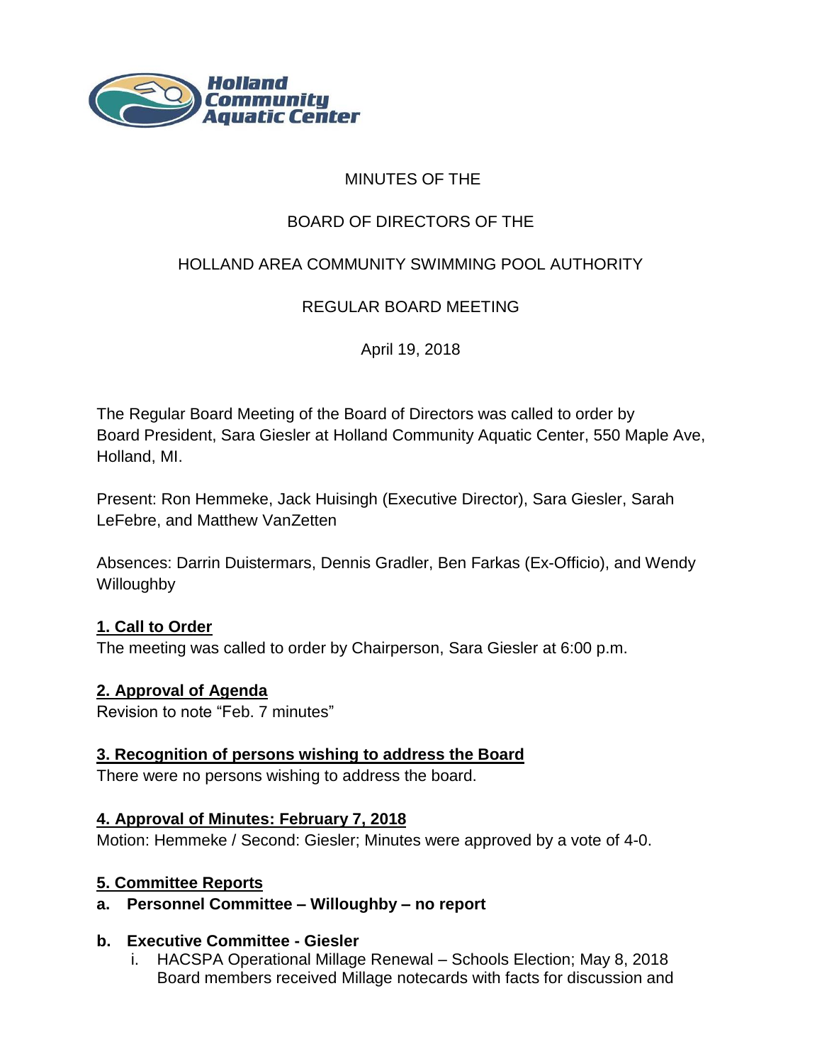Holland Community Aquatic Center

MINUTES OF THE

BOARD OF DIRECTORS OF THE

HOLLAND AREA COMMUNITY SWIMMING POOL AUTHORITY

REGULAR BOARD MEETING

April 19, 2018

The Regular Board Meeting of the Board of Directors was called to order by Board President, Sara Giesler at Holland Community Aquatic Center, 550 Maple Ave, Holland, MI.

Present: Ron Hemmeke, Jack Huisingh (Executive Director), Sara Giesler, Sarah LeFebre, and Matthew VanZetten

Absences: Darrin Duistermars, Dennis Gradler, Ben Farkas (Ex-Officio), and Wendy Willoughby

**1. Call to Order**

The meeting was called to order by Chairperson, Sara Giesler at 6:00 p.m.

**2. Approval of Agenda**

Revision to note "Feb. 7 minutes"

**3. Recognition of persons wishing to address the Board**

There were no persons wishing to address the board.

**4. Approval of Minutes: February 7, 2018**

Motion: Hemmeke / Second: Giesler; Minutes were approved by a vote of 4-0.

**5. Committee Reports**

**a. Personnel Committee – Willoughby – no report**

**b. Executive Committee - Giesler**

i. HACSPA Operational Millage Renewal – Schools Election; May 8, 2018
Board members received Millage notecards with facts for discussion and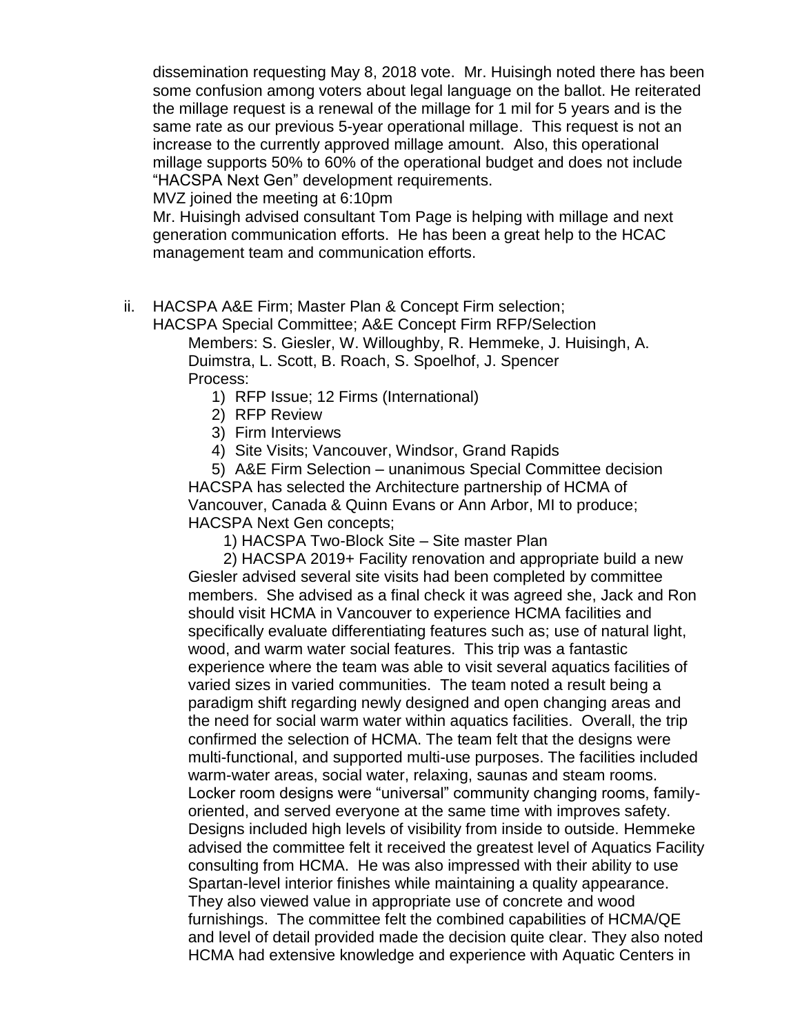dissemination requesting May 8, 2018 vote. Mr. Huisingh noted there has been some confusion among voters about legal language on the ballot. He reiterated the millage request is a renewal of the millage for 1 mil for 5 years and is the same rate as our previous 5-year operational millage. This request is not an increase to the currently approved millage amount. Also, this operational millage supports 50% to 60% of the operational budget and does not include "HACSPA Next Gen" development requirements.

MVZ joined the meeting at 6:10pm

Mr. Huisingh advised consultant Tom Page is helping with millage and next generation communication efforts. He has been a great help to the HCAC management team and communication efforts.

ii. HACSPA A&E Firm; Master Plan & Concept Firm selection;
HACSPA Special Committee; A&E Concept Firm RFP/Selection

Members: S. Giesler, W. Willoughby, R. Hemmeke, J. Huisingh, A. Duimstra, L. Scott, B. Roach, S. Spoelhof, J. Spencer

Process:

1) RFP Issue; 12 Firms (International)
2) RFP Review
3) Firm Interviews
4) Site Visits; Vancouver, Windsor, Grand Rapids
5) A&E Firm Selection – unanimous Special Committee decision

HACSPA has selected the Architecture partnership of HCMA of Vancouver, Canada & Quinn Evans or Ann Arbor, MI to produce; HACSPA Next Gen concepts;

1) HACSPA Two-Block Site – Site master Plan
2) HACSPA 2019+ Facility renovation and appropriate build a new

Giesler advised several site visits had been completed by committee members. She advised as a final check it was agreed she, Jack and Ron should visit HCMA in Vancouver to experience HCMA facilities and specifically evaluate differentiating features such as; use of natural light, wood, and warm water social features. This trip was a fantastic experience where the team was able to visit several aquatics facilities of varied sizes in varied communities. The team noted a result being a paradigm shift regarding newly designed and open changing areas and the need for social warm water within aquatics facilities. Overall, the trip confirmed the selection of HCMA. The team felt that the designs were multi-functional, and supported multi-use purposes. The facilities included warm-water areas, social water, relaxing, saunas and steam rooms. Locker room designs were "universal" community changing rooms, family-oriented, and served everyone at the same time with improves safety. Designs included high levels of visibility from inside to outside. Hemmeke advised the committee felt it received the greatest level of Aquatics Facility consulting from HCMA. He was also impressed with their ability to use Spartan-level interior finishes while maintaining a quality appearance. They also viewed value in appropriate use of concrete and wood furnishings. The committee felt the combined capabilities of HCMA/QE and level of detail provided made the decision quite clear. They also noted HCMA had extensive knowledge and experience with Aquatic Centers in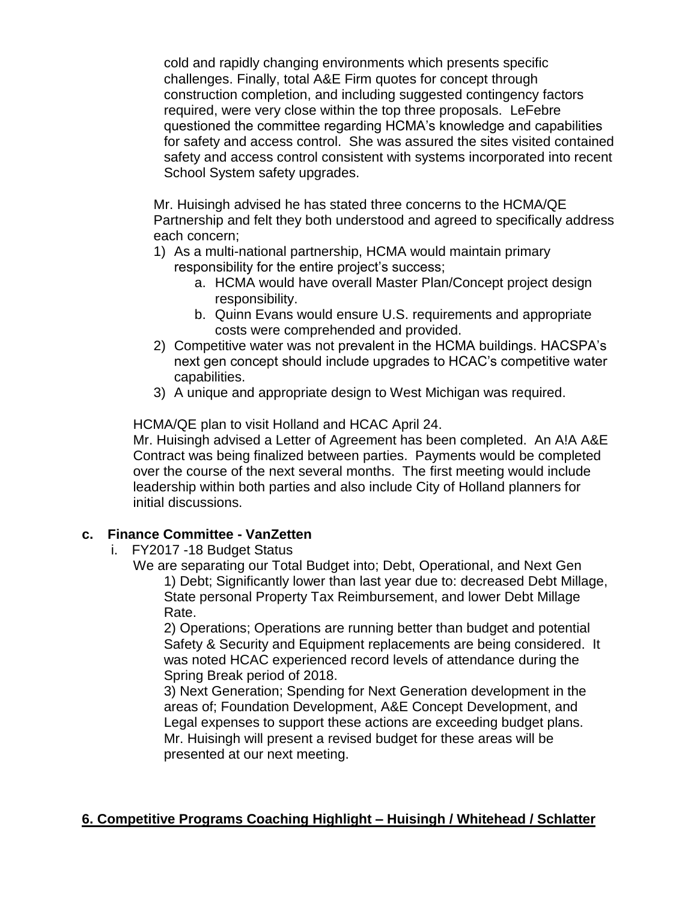cold and rapidly changing environments which presents specific challenges. Finally, total A&E Firm quotes for concept through construction completion, and including suggested contingency factors required, were very close within the top three proposals. LeFebre questioned the committee regarding HCMA's knowledge and capabilities for safety and access control. She was assured the sites visited contained safety and access control consistent with systems incorporated into recent School System safety upgrades.

Mr. Huisingh advised he has stated three concerns to the HCMA/QE Partnership and felt they both understood and agreed to specifically address each concern;

1) As a multi-national partnership, HCMA would maintain primary responsibility for the entire project's success;
   a. HCMA would have overall Master Plan/Concept project design responsibility.
   b. Quinn Evans would ensure U.S. requirements and appropriate costs were comprehended and provided.
2) Competitive water was not prevalent in the HCMA buildings. HACSPA's next gen concept should include upgrades to HCAC's competitive water capabilities.
3) A unique and appropriate design to West Michigan was required.

HCMA/QE plan to visit Holland and HCAC April 24.
Mr. Huisingh advised a Letter of Agreement has been completed. An A!A A&E Contract was being finalized between parties. Payments would be completed over the course of the next several months. The first meeting would include leadership within both parties and also include City of Holland planners for initial discussions.

**c. Finance Committee - VanZetten**

i. FY2017 -18 Budget Status

We are separating our Total Budget into; Debt, Operational, and Next Gen

1) Debt; Significantly lower than last year due to: decreased Debt Millage, State personal Property Tax Reimbursement, and lower Debt Millage Rate.

2) Operations; Operations are running better than budget and potential Safety & Security and Equipment replacements are being considered. It was noted HCAC experienced record levels of attendance during the Spring Break period of 2018.

3) Next Generation; Spending for Next Generation development in the areas of; Foundation Development, A&E Concept Development, and Legal expenses to support these actions are exceeding budget plans. Mr. Huisingh will present a revised budget for these areas will be presented at our next meeting.

## 6. Competitive Programs Coaching Highlight – Huisingh / Whitehead / Schlatter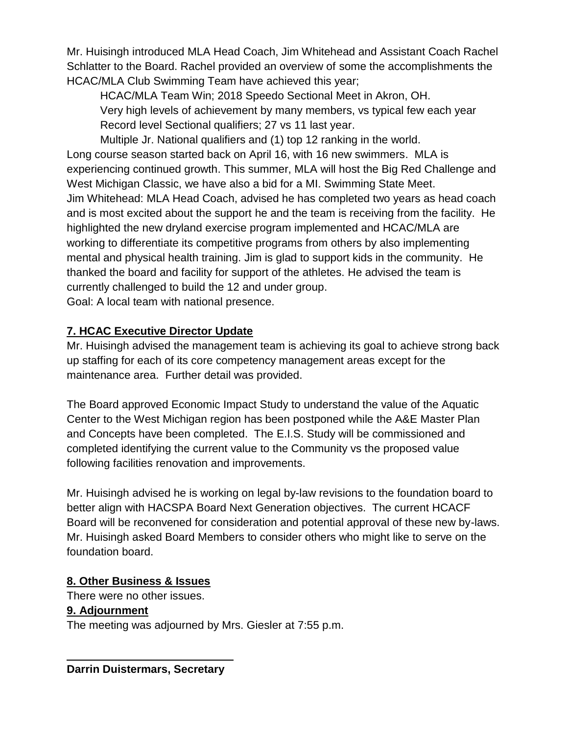Mr. Huisingh introduced MLA Head Coach, Jim Whitehead and Assistant Coach Rachel Schlatter to the Board. Rachel provided an overview of some the accomplishments the HCAC/MLA Club Swimming Team have achieved this year;

HCAC/MLA Team Win; 2018 Speedo Sectional Meet in Akron, OH.
Very high levels of achievement by many members, vs typical few each year
Record level Sectional qualifiers; 27 vs 11 last year.
Multiple Jr. National qualifiers and (1) top 12 ranking in the world.

Long course season started back on April 16, with 16 new swimmers. MLA is experiencing continued growth. This summer, MLA will host the Big Red Challenge and West Michigan Classic, we have also a bid for a MI. Swimming State Meet.
Jim Whitehead: MLA Head Coach, advised he has completed two years as head coach and is most excited about the support he and the team is receiving from the facility. He highlighted the new dryland exercise program implemented and HCAC/MLA are working to differentiate its competitive programs from others by also implementing mental and physical health training. Jim is glad to support kids in the community. He thanked the board and facility for support of the athletes. He advised the team is currently challenged to build the 12 and under group.
Goal: A local team with national presence.

**7. HCAC Executive Director Update**

Mr. Huisingh advised the management team is achieving its goal to achieve strong back up staffing for each of its core competency management areas except for the maintenance area. Further detail was provided.

The Board approved Economic Impact Study to understand the value of the Aquatic Center to the West Michigan region has been postponed while the A&E Master Plan and Concepts have been completed. The E.I.S. Study will be commissioned and completed identifying the current value to the Community vs the proposed value following facilities renovation and improvements.

Mr. Huisingh advised he is working on legal by-law revisions to the foundation board to better align with HACSPA Board Next Generation objectives. The current HCACF Board will be reconvened for consideration and potential approval of these new by-laws. Mr. Huisingh asked Board Members to consider others who might like to serve on the foundation board.

**8. Other Business & Issues**

There were no other issues.

**9. Adjournment**

The meeting was adjourned by Mrs. Giesler at 7:55 p.m.

**Darrin Duistermars, Secretary**